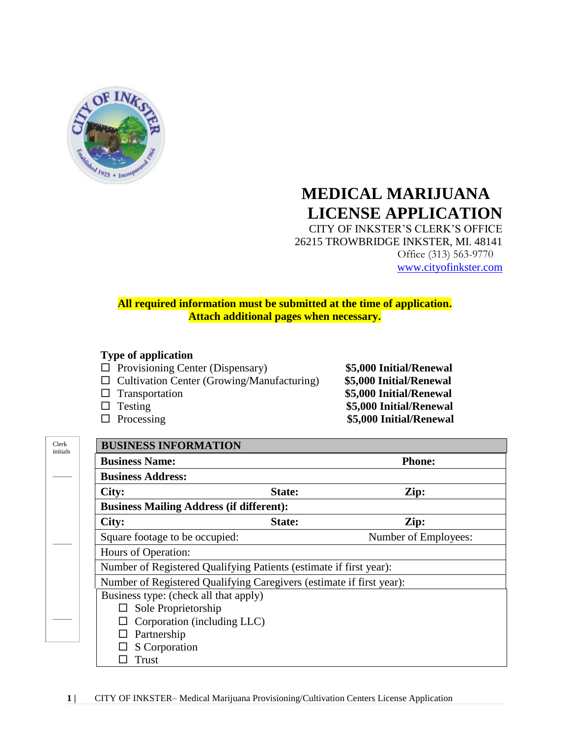# MEDICAL MARIJUANA LICENSE APPLICATION

CITY OF INKSTER'S CLERK'S OFFICE
26215 TROWBRIDGE INKSTER, MI. 48141
Office (313) 563-9770
www.cityofinkster.com

**All required information must be submitted at the time of application.**
**Attach additional pages when necessary.**

**Type of application**

| | |
|---|---|
| ☐ Provisioning Center (Dispensary) | **$5,000 Initial/Renewal** |
| ☐ Cultivation Center (Growing/Manufacturing) | **$5,000 Initial/Renewal** |
| ☐ Transportation | **$5,000 Initial/Renewal** |
| ☐ Testing | **$5,000 Initial/Renewal** |
| ☐ Processing | **$5,000 Initial/Renewal** |

Clerk initials

| **BUSINESS INFORMATION** | | |
|---|---|---|
| **Business Name:** | | **Phone:** |
| **Business Address:** | | |
| **City:** | **State:** | **Zip:** |
| **Business Mailing Address (if different):** | | |
| **City:** | **State:** | **Zip:** |
| Square footage to be occupied: | | Number of Employees: |
| Hours of Operation: | | |
| Number of Registered Qualifying Patients (estimate if first year): | | |
| Number of Registered Qualifying Caregivers (estimate if first year): | | |
| Business type: (check all that apply)<br>☐ Sole Proprietorship<br>☐ Corporation (including LLC)<br>☐ Partnership<br>☐ S Corporation<br>☐ Trust | | |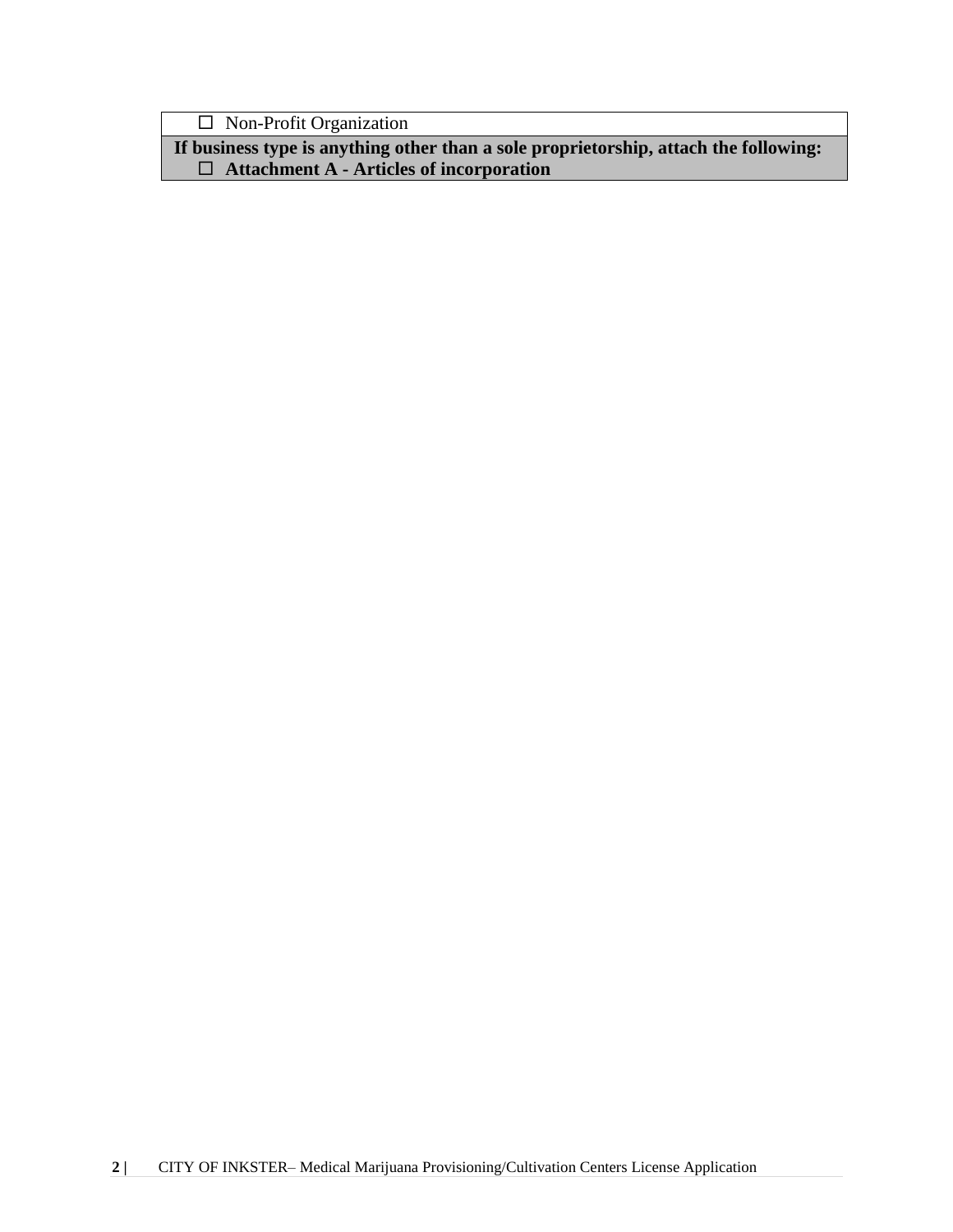| ☐ Non-Profit Organization |
| --- |
| **If business type is anything other than a sole proprietorship, attach the following:** |
| ☐ **Attachment A - Articles of incorporation** |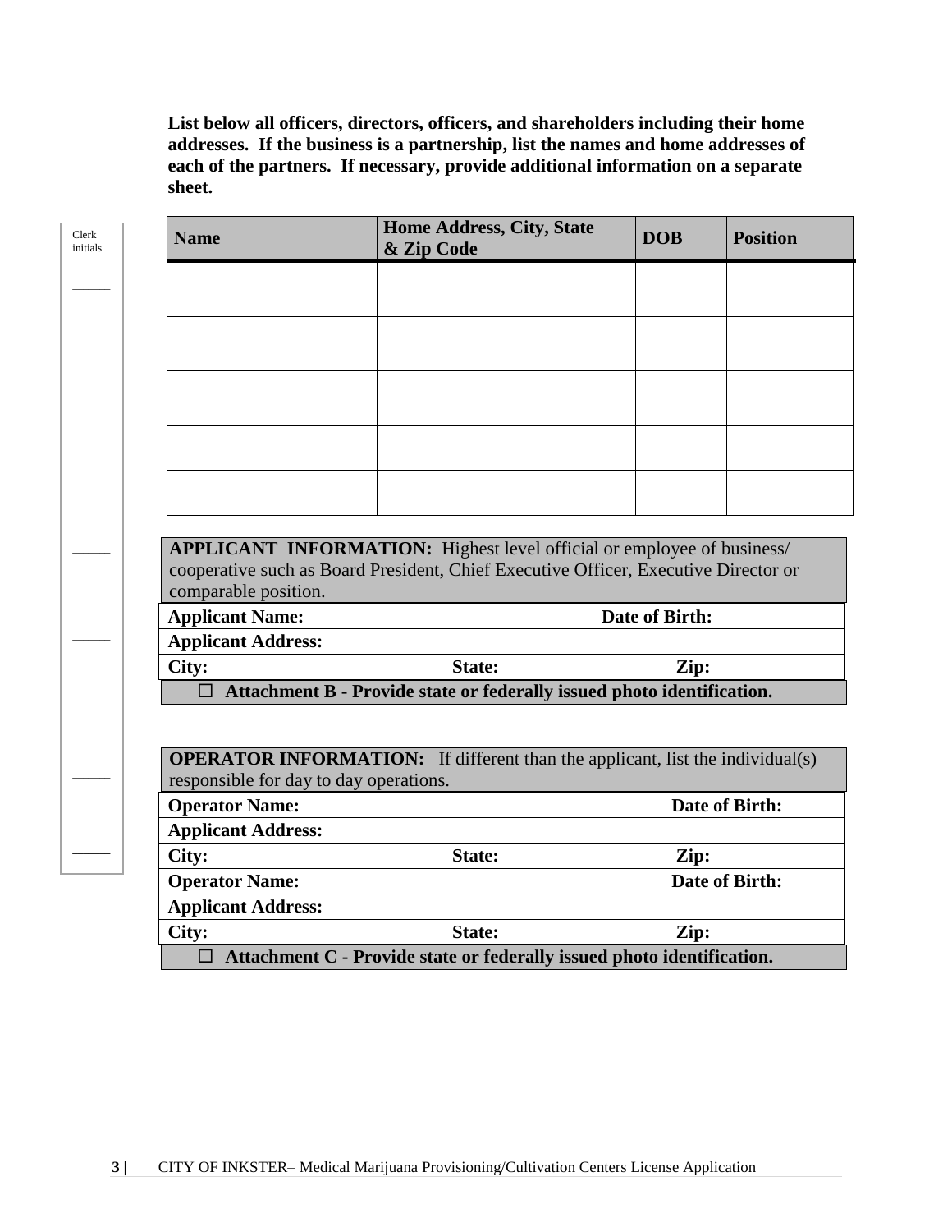**List below all officers, directors, officers, and shareholders including their home addresses. If the business is a partnership, list the names and home addresses of each of the partners. If necessary, provide additional information on a separate sheet.**

Clerk initials

| Name | Home Address, City, State & Zip Code | DOB | Position |
|---|---|---|---|
| | | | |
| | | | |
| | | | |
| | | | |
| | | | |

**APPLICANT INFORMATION:** Highest level official or employee of business/ cooperative such as Board President, Chief Executive Officer, Executive Director or comparable position.

| | | |
|---|---|---|
| **Applicant Name:** | | **Date of Birth:** |
| **Applicant Address:** | | |
| **City:** | **State:** | **Zip:** |

☐ **Attachment B - Provide state or federally issued photo identification.**

**OPERATOR INFORMATION:** If different than the applicant, list the individual(s) responsible for day to day operations.

| | | |
|---|---|---|
| **Operator Name:** | | **Date of Birth:** |
| **Applicant Address:** | | |
| **City:** | **State:** | **Zip:** |
| **Operator Name:** | | **Date of Birth:** |
| **Applicant Address:** | | |
| **City:** | **State:** | **Zip:** |

☐ **Attachment C - Provide state or federally issued photo identification.**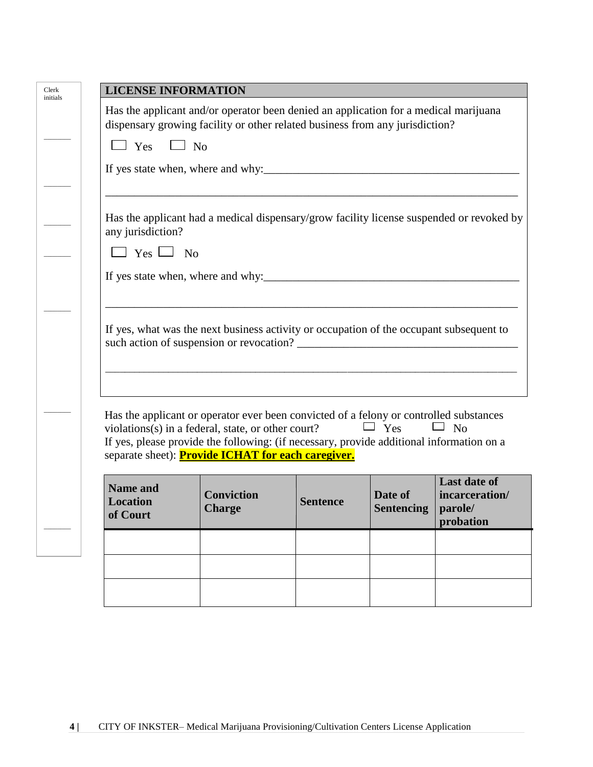Clerk initials

## LICENSE INFORMATION

Has the applicant and/or operator been denied an application for a medical marijuana dispensary growing facility or other related business from any jurisdiction?

☐ Yes ☐ No

If yes state when, where and why:_______________________________________________

___________________________________________________________________________

Has the applicant had a medical dispensary/grow facility license suspended or revoked by any jurisdiction?

☐ Yes ☐ No

If yes state when, where and why:_______________________________________________

___________________________________________________________________________

If yes, what was the next business activity or occupation of the occupant subsequent to such action of suspension or revocation? ________________________________________

___________________________________________________________________________

Has the applicant or operator ever been convicted of a felony or controlled substances violations(s) in a federal, state, or other court? ☐ Yes ☐ No

If yes, please provide the following: (if necessary, provide additional information on a separate sheet): **Provide ICHAT for each caregiver.**

| Name and Location of Court | Conviction Charge | Sentence | Date of Sentencing | Last date of incarceration/ parole/ probation |
|---|---|---|---|---|
| | | | | |
| | | | | |
| | | | | |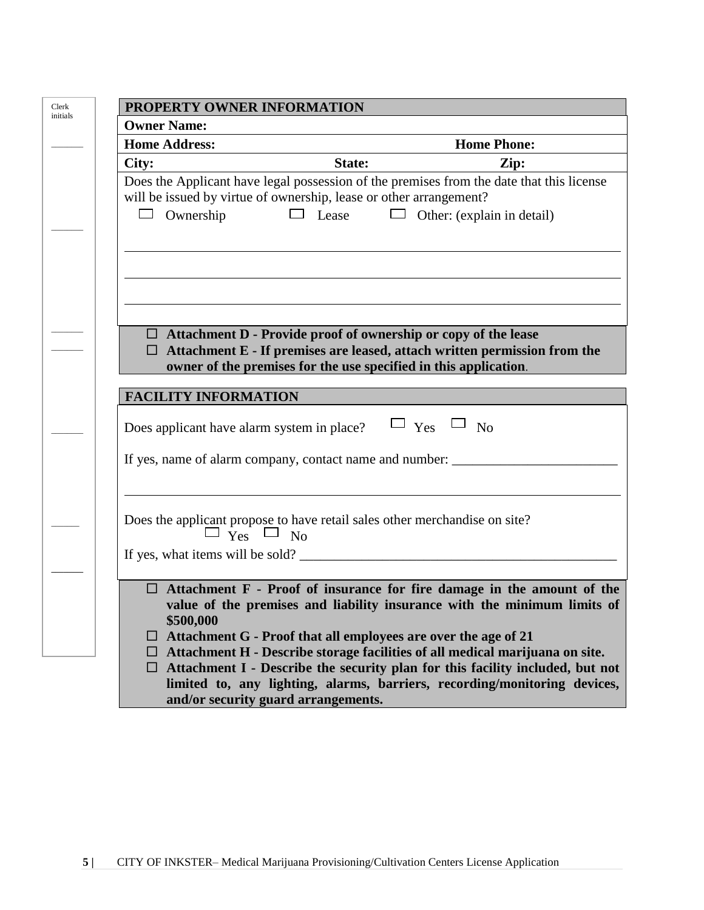Clerk initials

## PROPERTY OWNER INFORMATION

**Owner Name:**

**Home Address:** **Home Phone:**

**City:** **State:** **Zip:**

Does the Applicant have legal possession of the premises from the date that this license will be issued by virtue of ownership, lease or other arrangement?

☐ Ownership ☐ Lease ☐ Other: (explain in detail)

______________________________________________________________________________

______________________________________________________________________________

______________________________________________________________________________

- ☐ **Attachment D - Provide proof of ownership or copy of the lease**
- ☐ **Attachment E - If premises are leased, attach written permission from the owner of the premises for the use specified in this application**.

## FACILITY INFORMATION

Does applicant have alarm system in place? ☐ Yes ☐ No

If yes, name of alarm company, contact name and number: ________________________

______________________________________________________________________________

Does the applicant propose to have retail sales other merchandise on site?
☐ Yes ☐ No

If yes, what items will be sold? _______________________________________________

- ☐ **Attachment F - Proof of insurance for fire damage in the amount of the value of the premises and liability insurance with the minimum limits of $500,000**
- ☐ **Attachment G - Proof that all employees are over the age of 21**
- ☐ **Attachment H - Describe storage facilities of all medical marijuana on site.**
- ☐ **Attachment I - Describe the security plan for this facility included, but not limited to, any lighting, alarms, barriers, recording/monitoring devices, and/or security guard arrangements.**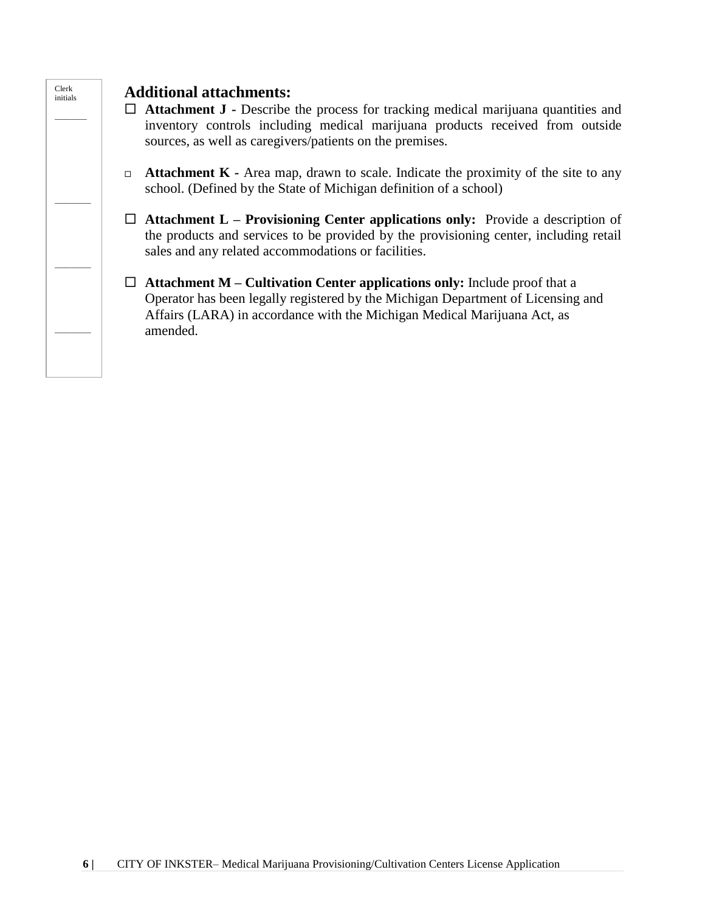Clerk initials

## Additional attachments:

- ☐ **Attachment J -** Describe the process for tracking medical marijuana quantities and inventory controls including medical marijuana products received from outside sources, as well as caregivers/patients on the premises.

- ☐ **Attachment K -** Area map, drawn to scale. Indicate the proximity of the site to any school. (Defined by the State of Michigan definition of a school)

- ☐ **Attachment L – Provisioning Center applications only:** Provide a description of the products and services to be provided by the provisioning center, including retail sales and any related accommodations or facilities.

- ☐ **Attachment M – Cultivation Center applications only:** Include proof that a Operator has been legally registered by the Michigan Department of Licensing and Affairs (LARA) in accordance with the Michigan Medical Marijuana Act, as amended.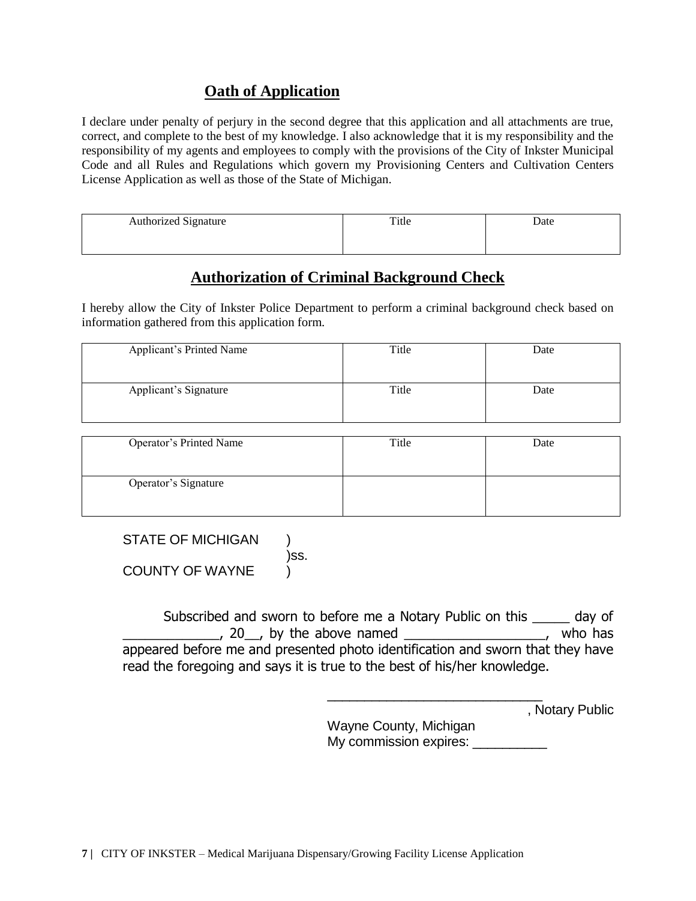## Oath of Application

I declare under penalty of perjury in the second degree that this application and all attachments are true, correct, and complete to the best of my knowledge. I also acknowledge that it is my responsibility and the responsibility of my agents and employees to comply with the provisions of the City of Inkster Municipal Code and all Rules and Regulations which govern my Provisioning Centers and Cultivation Centers License Application as well as those of the State of Michigan.

| Authorized Signature | Title | Date |
|---|---|---|
| | | |

## Authorization of Criminal Background Check

I hereby allow the City of Inkster Police Department to perform a criminal background check based on information gathered from this application form.

| Applicant's Printed Name | Title | Date |
|---|---|---|
| Applicant's Signature | Title | Date |

| Operator's Printed Name | Title | Date |
|---|---|---|
| Operator's Signature | | |

STATE OF MICHIGAN )
)ss.
COUNTY OF WAYNE )

Subscribed and sworn to before me a Notary Public on this _____ day of _____________, 20__, by the above named ___________________, who has appeared before me and presented photo identification and sworn that they have read the foregoing and says it is true to the best of his/her knowledge.

_____________________________, Notary Public
Wayne County, Michigan
My commission expires: __________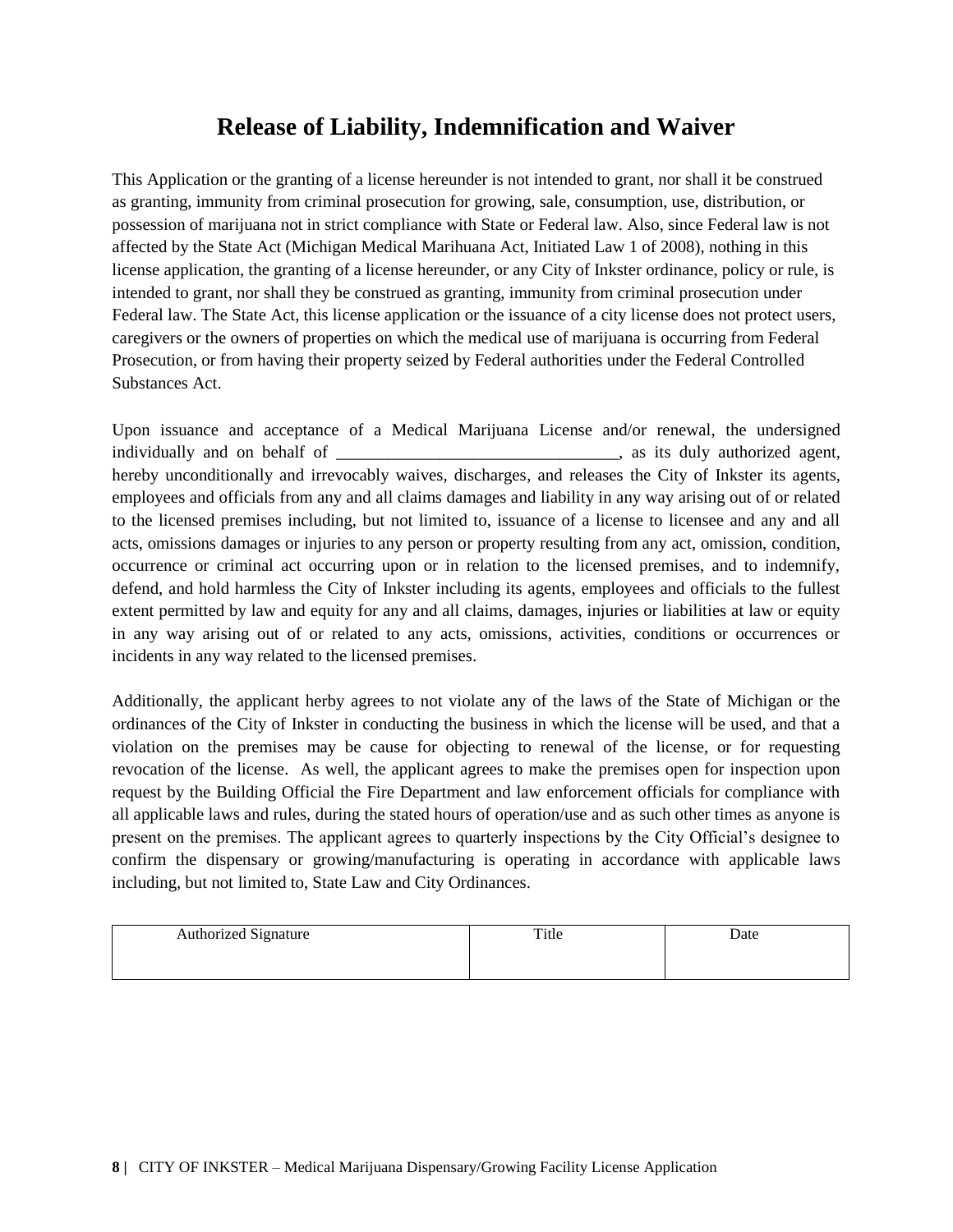# Release of Liability, Indemnification and Waiver

This Application or the granting of a license hereunder is not intended to grant, nor shall it be construed as granting, immunity from criminal prosecution for growing, sale, consumption, use, distribution, or possession of marijuana not in strict compliance with State or Federal law. Also, since Federal law is not affected by the State Act (Michigan Medical Marihuana Act, Initiated Law 1 of 2008), nothing in this license application, the granting of a license hereunder, or any City of Inkster ordinance, policy or rule, is intended to grant, nor shall they be construed as granting, immunity from criminal prosecution under Federal law. The State Act, this license application or the issuance of a city license does not protect users, caregivers or the owners of properties on which the medical use of marijuana is occurring from Federal Prosecution, or from having their property seized by Federal authorities under the Federal Controlled Substances Act.

Upon issuance and acceptance of a Medical Marijuana License and/or renewal, the undersigned individually and on behalf of ________________________________, as its duly authorized agent, hereby unconditionally and irrevocably waives, discharges, and releases the City of Inkster its agents, employees and officials from any and all claims damages and liability in any way arising out of or related to the licensed premises including, but not limited to, issuance of a license to licensee and any and all acts, omissions damages or injuries to any person or property resulting from any act, omission, condition, occurrence or criminal act occurring upon or in relation to the licensed premises, and to indemnify, defend, and hold harmless the City of Inkster including its agents, employees and officials to the fullest extent permitted by law and equity for any and all claims, damages, injuries or liabilities at law or equity in any way arising out of or related to any acts, omissions, activities, conditions or occurrences or incidents in any way related to the licensed premises.

Additionally, the applicant herby agrees to not violate any of the laws of the State of Michigan or the ordinances of the City of Inkster in conducting the business in which the license will be used, and that a violation on the premises may be cause for objecting to renewal of the license, or for requesting revocation of the license. As well, the applicant agrees to make the premises open for inspection upon request by the Building Official the Fire Department and law enforcement officials for compliance with all applicable laws and rules, during the stated hours of operation/use and as such other times as anyone is present on the premises. The applicant agrees to quarterly inspections by the City Official's designee to confirm the dispensary or growing/manufacturing is operating in accordance with applicable laws including, but not limited to, State Law and City Ordinances.

| Authorized Signature | Title | Date |
| --- | --- | --- |
| | | |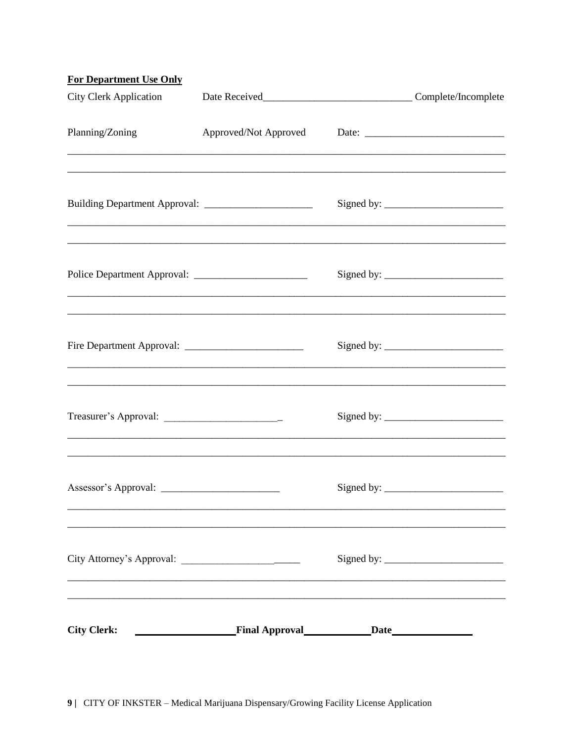**For Department Use Only**

City Clerk Application Date Received____________________________ Complete/Incomplete

Planning/Zoning Approved/Not Approved Date: ___________________________

_____________________________________________________________________________________

_____________________________________________________________________________________

Building Department Approval: _____________________ Signed by: _______________________

_____________________________________________________________________________________

_____________________________________________________________________________________

Police Department Approval: ______________________ Signed by: _______________________

_____________________________________________________________________________________

_____________________________________________________________________________________

Fire Department Approval: _______________________ Signed by: _______________________

_____________________________________________________________________________________

_____________________________________________________________________________________

Treasurer's Approval: ______________________ Signed by: _______________________

_____________________________________________________________________________________

_____________________________________________________________________________________

Assessor's Approval: _______________________ Signed by: _______________________

_____________________________________________________________________________________

_____________________________________________________________________________________

City Attorney's Approval: _______________________ Signed by: _______________________

_____________________________________________________________________________________

_____________________________________________________________________________________

**City Clerk: ___________________ Final Approval ____________ Date _______________**